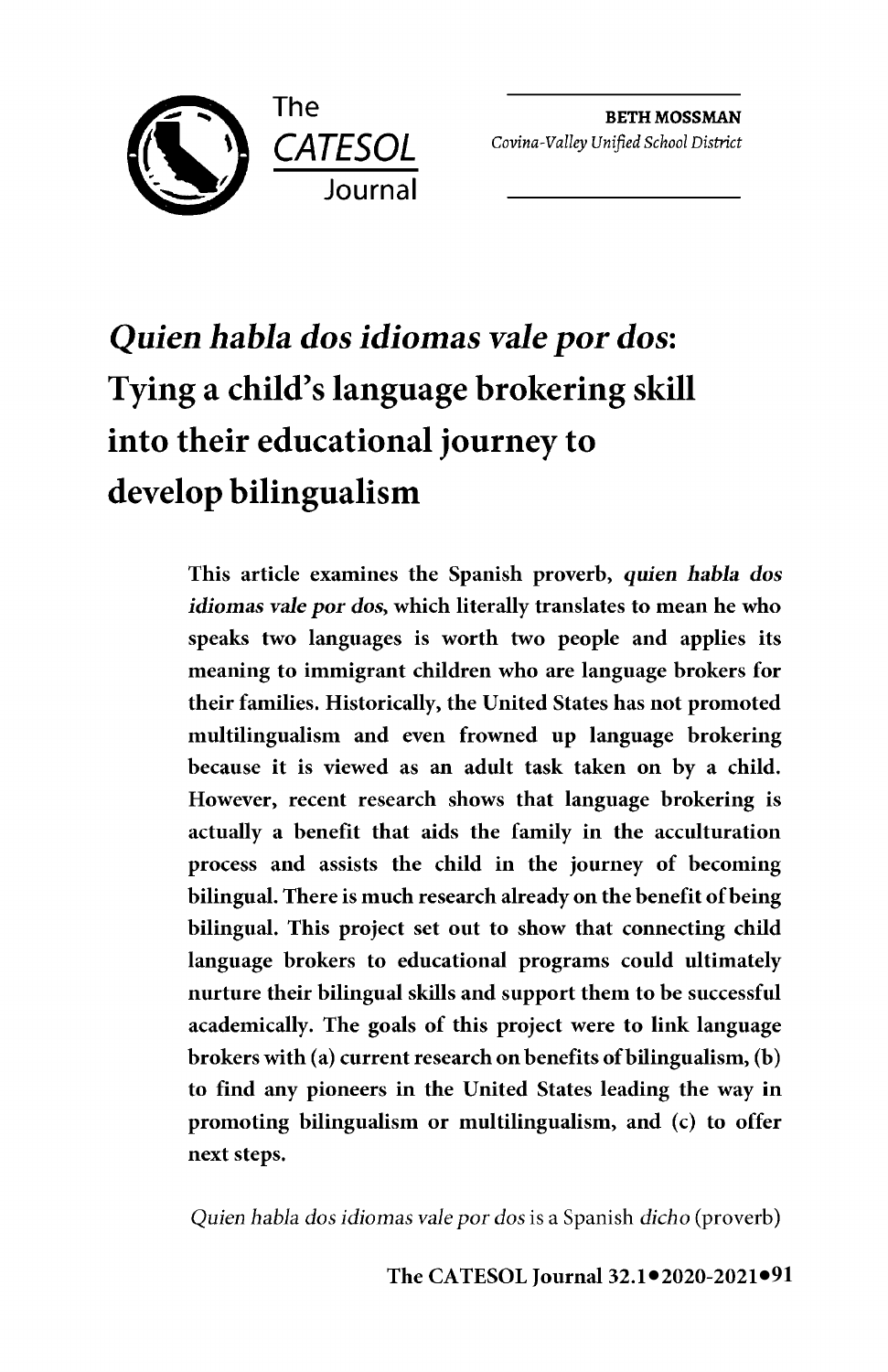The CATESOL Journal

**BETH MOSSMAN**
*Covina-Valley Unified School District*

# *Quien habla dos idiomas vale por dos*: Tying a child's language brokering skill into their educational journey to develop bilingualism

**This article examines the Spanish proverb, *quien habla dos idiomas vale por dos*, which literally translates to mean he who speaks two languages is worth two people and applies its meaning to immigrant children who are language brokers for their families. Historically, the United States has not promoted multilingualism and even frowned up language brokering because it is viewed as an adult task taken on by a child. However, recent research shows that language brokering is actually a benefit that aids the family in the acculturation process and assists the child in the journey of becoming bilingual. There is much research already on the benefit of being bilingual. This project set out to show that connecting child language brokers to educational programs could ultimately nurture their bilingual skills and support them to be successful academically. The goals of this project were to link language brokers with (a) current research on benefits of bilingualism, (b) to find any pioneers in the United States leading the way in promoting bilingualism or multilingualism, and (c) to offer next steps.**

*Quien habla dos idiomas vale por dos* is a Spanish *dicho* (proverb)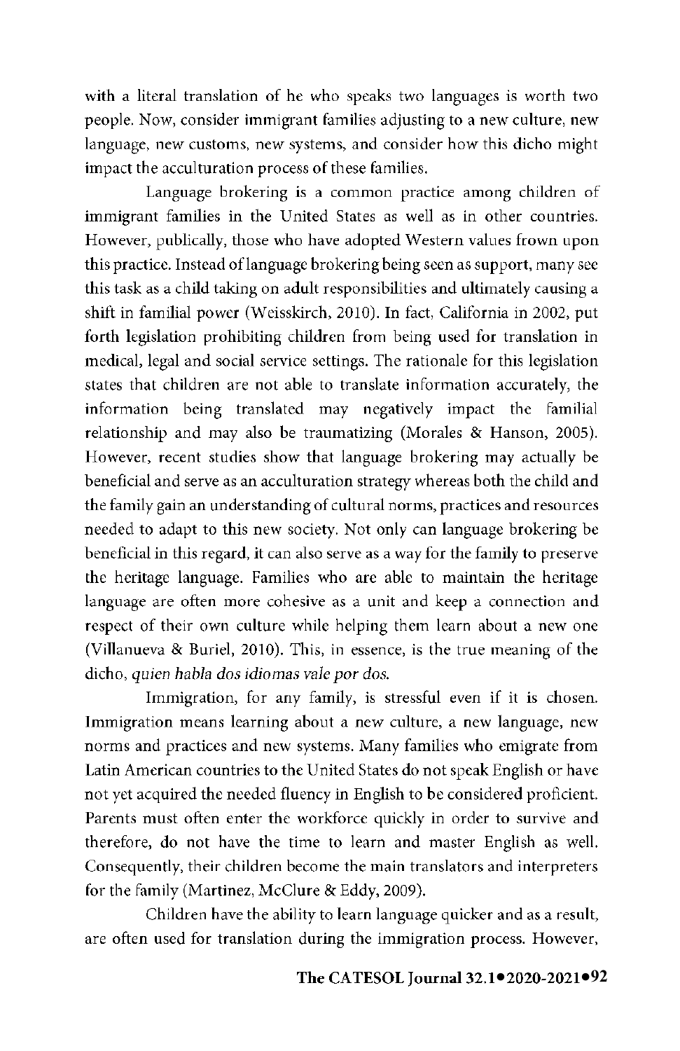with a literal translation of he who speaks two languages is worth two people. Now, consider immigrant families adjusting to a new culture, new language, new customs, new systems, and consider how this dicho might impact the acculturation process of these families.

Language brokering is a common practice among children of immigrant families in the United States as well as in other countries. However, publically, those who have adopted Western values frown upon this practice. Instead of language brokering being seen as support, many see this task as a child taking on adult responsibilities and ultimately causing a shift in familial power (Weisskirch, 2010). In fact, California in 2002, put forth legislation prohibiting children from being used for translation in medical, legal and social service settings. The rationale for this legislation states that children are not able to translate information accurately, the information being translated may negatively impact the familial relationship and may also be traumatizing (Morales & Hanson, 2005). However, recent studies show that language brokering may actually be beneficial and serve as an acculturation strategy whereas both the child and the family gain an understanding of cultural norms, practices and resources needed to adapt to this new society. Not only can language brokering be beneficial in this regard, it can also serve as a way for the family to preserve the heritage language. Families who are able to maintain the heritage language are often more cohesive as a unit and keep a connection and respect of their own culture while helping them learn about a new one (Villanueva & Buriel, 2010). This, in essence, is the true meaning of the dicho, *quien habla dos idiomas vale por dos.*

Immigration, for any family, is stressful even if it is chosen. Immigration means learning about a new culture, a new language, new norms and practices and new systems. Many families who emigrate from Latin American countries to the United States do not speak English or have not yet acquired the needed fluency in English to be considered proficient. Parents must often enter the workforce quickly in order to survive and therefore, do not have the time to learn and master English as well. Consequently, their children become the main translators and interpreters for the family (Martinez, McClure & Eddy, 2009).

Children have the ability to learn language quicker and as a result, are often used for translation during the immigration process. However,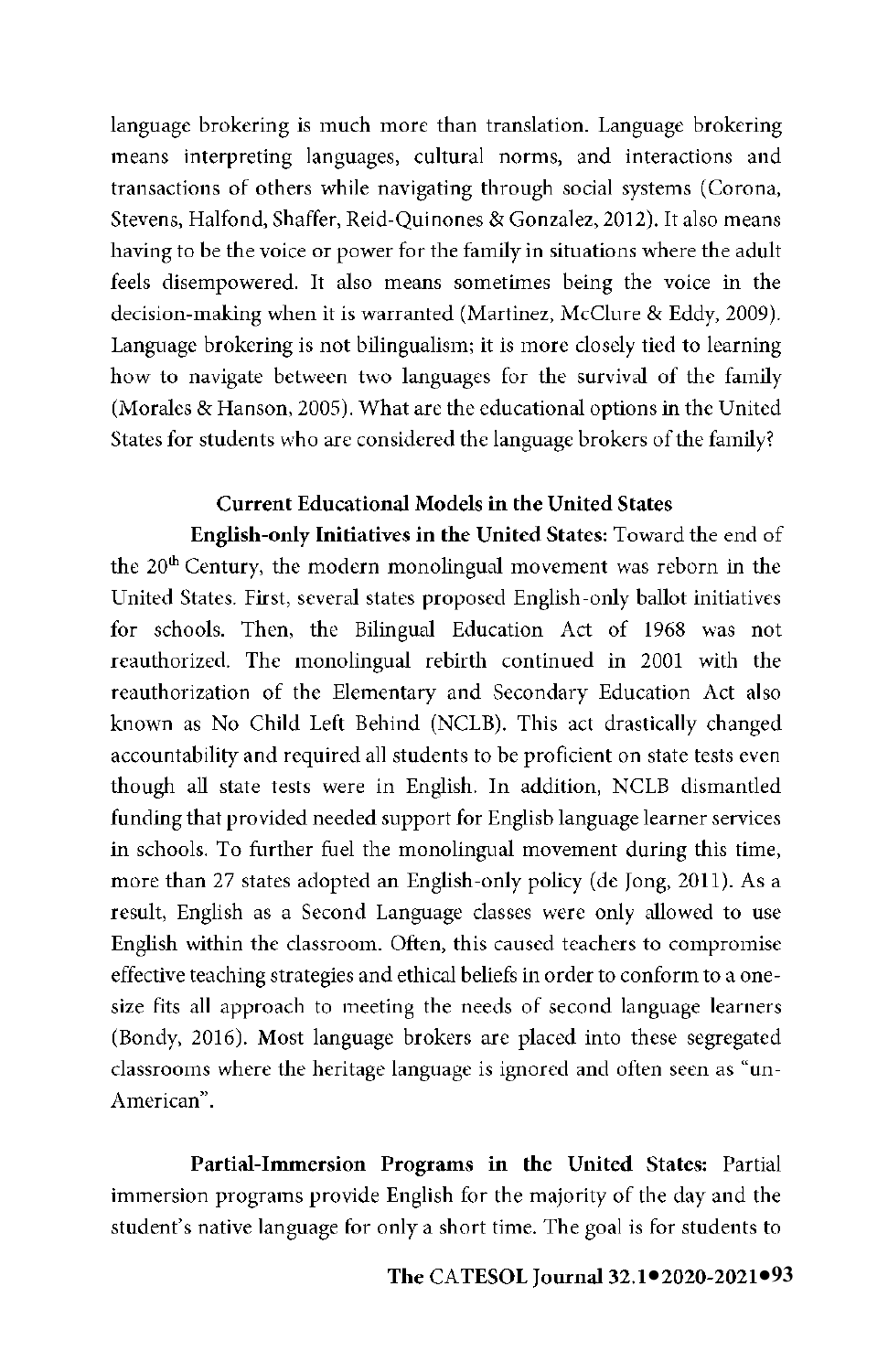language brokering is much more than translation. Language brokering means interpreting languages, cultural norms, and interactions and transactions of others while navigating through social systems (Corona, Stevens, Halfond, Shaffer, Reid-Quinones & Gonzalez, 2012). It also means having to be the voice or power for the family in situations where the adult feels disempowered. It also means sometimes being the voice in the decision-making when it is warranted (Martinez, McClure & Eddy, 2009). Language brokering is not bilingualism; it is more closely tied to learning how to navigate between two languages for the survival of the family (Morales & Hanson, 2005). What are the educational options in the United States for students who are considered the language brokers of the family?

## Current Educational Models in the United States

**English-only Initiatives in the United States:** Toward the end of the 20th Century, the modern monolingual movement was reborn in the United States. First, several states proposed English-only ballot initiatives for schools. Then, the Bilingual Education Act of 1968 was not reauthorized. The monolingual rebirth continued in 2001 with the reauthorization of the Elementary and Secondary Education Act also known as No Child Left Behind (NCLB). This act drastically changed accountability and required all students to be proficient on state tests even though all state tests were in English. In addition, NCLB dismantled funding that provided needed support for Englisb language learner services in schools. To further fuel the monolingual movement during this time, more than 27 states adopted an English-only policy (de Jong, 2011). As a result, English as a Second Language classes were only allowed to use English within the classroom. Often, this caused teachers to compromise effective teaching strategies and ethical beliefs in order to conform to a one-size fits all approach to meeting the needs of second language learners (Bondy, 2016). Most language brokers are placed into these segregated classrooms where the heritage language is ignored and often seen as "un-American".

**Partial-Immersion Programs in the United States:** Partial immersion programs provide English for the majority of the day and the student's native language for only a short time. The goal is for students to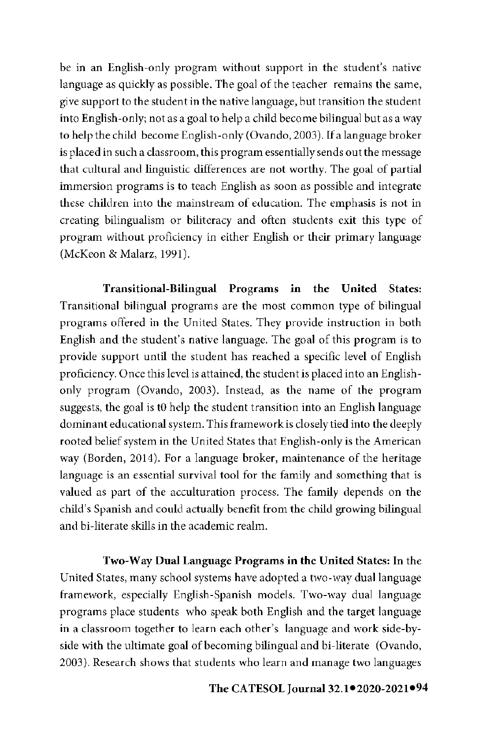be in an English-only program without support in the student's native language as quickly as possible. The goal of the teacher remains the same, give support to the student in the native language, but transition the student into English-only; not as a goal to help a child become bilingual but as a way to help the child become English-only (Ovando, 2003). If a language broker is placed in such a classroom, this program essentially sends out the message that cultural and linguistic differences are not worthy. The goal of partial immersion programs is to teach English as soon as possible and integrate these children into the mainstream of education. The emphasis is not in creating bilingualism or biliteracy and often students exit this type of program without proficiency in either English or their primary language (McKeon & Malarz, 1991).

**Transitional-Bilingual Programs in the United States:** Transitional bilingual programs are the most common type of bilingual programs offered in the United States. They provide instruction in both English and the student's native language. The goal of this program is to provide support until the student has reached a specific level of English proficiency. Once this level is attained, the student is placed into an English-only program (Ovando, 2003). Instead, as the name of the program suggests, the goal is t0 help the student transition into an English language dominant educational system. This framework is closely tied into the deeply rooted belief system in the United States that English-only is the American way (Borden, 2014). For a language broker, maintenance of the heritage language is an essential survival tool for the family and something that is valued as part of the acculturation process. The family depends on the child's Spanish and could actually benefit from the child growing bilingual and bi-literate skills in the academic realm.

**Two-Way Dual Language Programs in the United States:** In the United States, many school systems have adopted a two-way dual language framework, especially English-Spanish models. Two-way dual language programs place students who speak both English and the target language in a classroom together to learn each other's language and work side-by-side with the ultimate goal of becoming bilingual and bi-literate (Ovando, 2003). Research shows that students who learn and manage two languages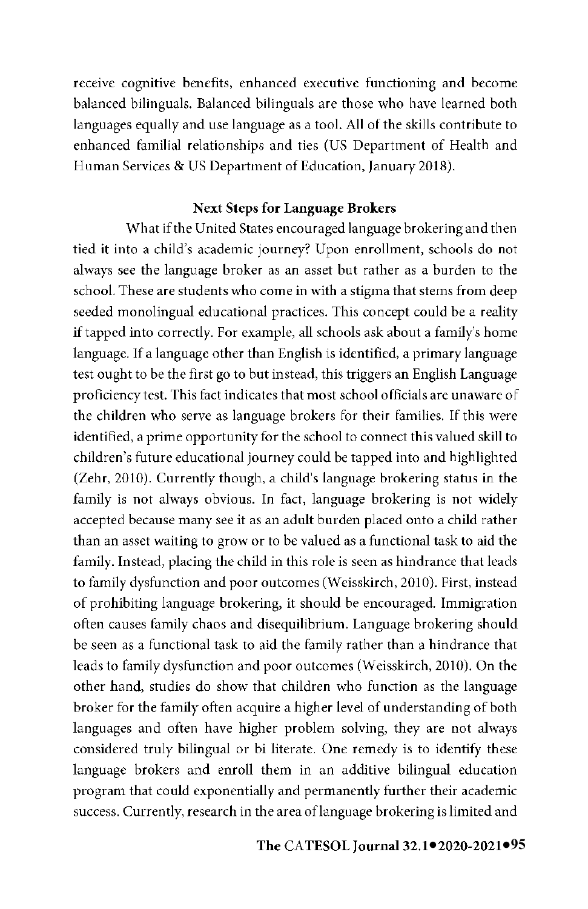receive cognitive benefits, enhanced executive functioning and become balanced bilinguals. Balanced bilinguals are those who have learned both languages equally and use language as a tool. All of the skills contribute to enhanced familial relationships and ties (US Department of Health and Human Services & US Department of Education, January 2018).

### Next Steps for Language Brokers

What if the United States encouraged language brokering and then tied it into a child's academic journey? Upon enrollment, schools do not always see the language broker as an asset but rather as a burden to the school. These are students who come in with a stigma that stems from deep seeded monolingual educational practices. This concept could be a reality if tapped into correctly. For example, all schools ask about a family's home language. If a language other than English is identified, a primary language test ought to be the first go to but instead, this triggers an English Language proficiency test. This fact indicates that most school officials are unaware of the children who serve as language brokers for their families. If this were identified, a prime opportunity for the school to connect this valued skill to children's future educational journey could be tapped into and highlighted (Zehr, 2010). Currently though, a child's language brokering status in the family is not always obvious. In fact, language brokering is not widely accepted because many see it as an adult burden placed onto a child rather than an asset waiting to grow or to be valued as a functional task to aid the family. Instead, placing the child in this role is seen as hindrance that leads to family dysfunction and poor outcomes (Weisskirch, 2010). First, instead of prohibiting language brokering, it should be encouraged. Immigration often causes family chaos and disequilibrium. Language brokering should be seen as a functional task to aid the family rather than a hindrance that leads to family dysfunction and poor outcomes (Weisskirch, 2010). On the other hand, studies do show that children who function as the language broker for the family often acquire a higher level of understanding of both languages and often have higher problem solving, they are not always considered truly bilingual or bi literate. One remedy is to identify these language brokers and enroll them in an additive bilingual education program that could exponentially and permanently further their academic success. Currently, research in the area of language brokering is limited and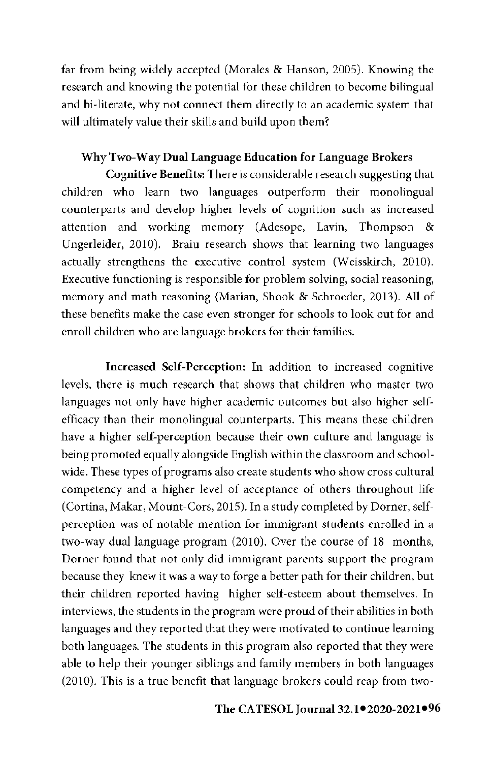far from being widely accepted (Morales & Hanson, 2005). Knowing the research and knowing the potential for these children to become bilingual and bi-literate, why not connect them directly to an academic system that will ultimately value their skills and build upon them?

## Why Two-Way Dual Language Education for Language Brokers

**Cognitive Benefits:** There is considerable research suggesting that children who learn two languages outperform their monolingual counterparts and develop higher levels of cognition such as increased attention and working memory (Adesope, Lavin, Thompson & Ungerleider, 2010). Braiu research shows that learning two languages actually strengthens the executive control system (Weisskirch, 2010). Executive functioning is responsible for problem solving, social reasoning, memory and math reasoning (Marian, Shook & Schroeder, 2013). All of these benefits make the case even stronger for schools to look out for and enroll children who are language brokers for their families.

**Increased Self-Perception:** In addition to increased cognitive levels, there is much research that shows that children who master two languages not only have higher academic outcomes but also higher self-efficacy than their monolingual counterparts. This means these children have a higher self-perception because their own culture and language is being promoted equally alongside English within the classroom and school-wide. These types of programs also create students who show cross cultural competency and a higher level of acceptance of others throughout life (Cortina, Makar, Mount-Cors, 2015). In a study completed by Dorner, self-perception was of notable mention for immigrant students enrolled in a two-way dual language program (2010). Over the course of 18 months, Dorner found that not only did immigrant parents support the program because they knew it was a way to forge a better path for their children, but their children reported having higher self-esteem about themselves. In interviews, the students in the program were proud of their abilities in both languages and they reported that they were motivated to continue learning both languages. The students in this program also reported that they were able to help their younger siblings and family members in both languages (2010). This is a true benefit that language brokers could reap from two-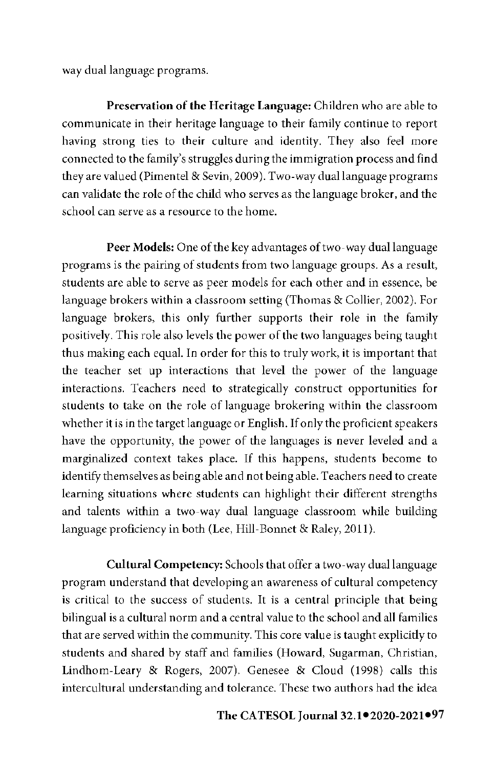way dual language programs.

**Preservation of the Heritage Language:** Children who are able to communicate in their heritage language to their family continue to report having strong ties to their culture and identity. They also feel more connected to the family's struggles during the immigration process and find they are valued (Pimentel & Sevin, 2009). Two-way dual language programs can validate the role of the child who serves as the language broker, and the school can serve as a resource to the home.

**Peer Models:** One of the key advantages of two-way dual language programs is the pairing of students from two language groups. As a result, students are able to serve as peer models for each other and in essence, be language brokers within a classroom setting (Thomas & Collier, 2002). For language brokers, this only further supports their role in the family positively. This role also levels the power of the two languages being taught thus making each equal. In order for this to truly work, it is important that the teacher set up interactions that level the power of the language interactions. Teachers need to strategically construct opportunities for students to take on the role of language brokering within the classroom whether it is in the target language or English. If only the proficient speakers have the opportunity, the power of the languages is never leveled and a marginalized context takes place. If this happens, students become to identify themselves as being able and not being able. Teachers need to create learning situations where students can highlight their different strengths and talents within a two-way dual language classroom while building language proficiency in both (Lee, Hill-Bonnet & Raley, 2011).

**Cultural Competency:** Schools that offer a two-way dual language program understand that developing an awareness of cultural competency is critical to the success of students. It is a central principle that being bilingual is a cultural norm and a central value to the school and all families that are served within the community. This core value is taught explicitly to students and shared by staff and families (Howard, Sugarman, Christian, Lindhom-Leary & Rogers, 2007). Genesee & Cloud (1998) calls this intercultural understanding and tolerance. These two authors had the idea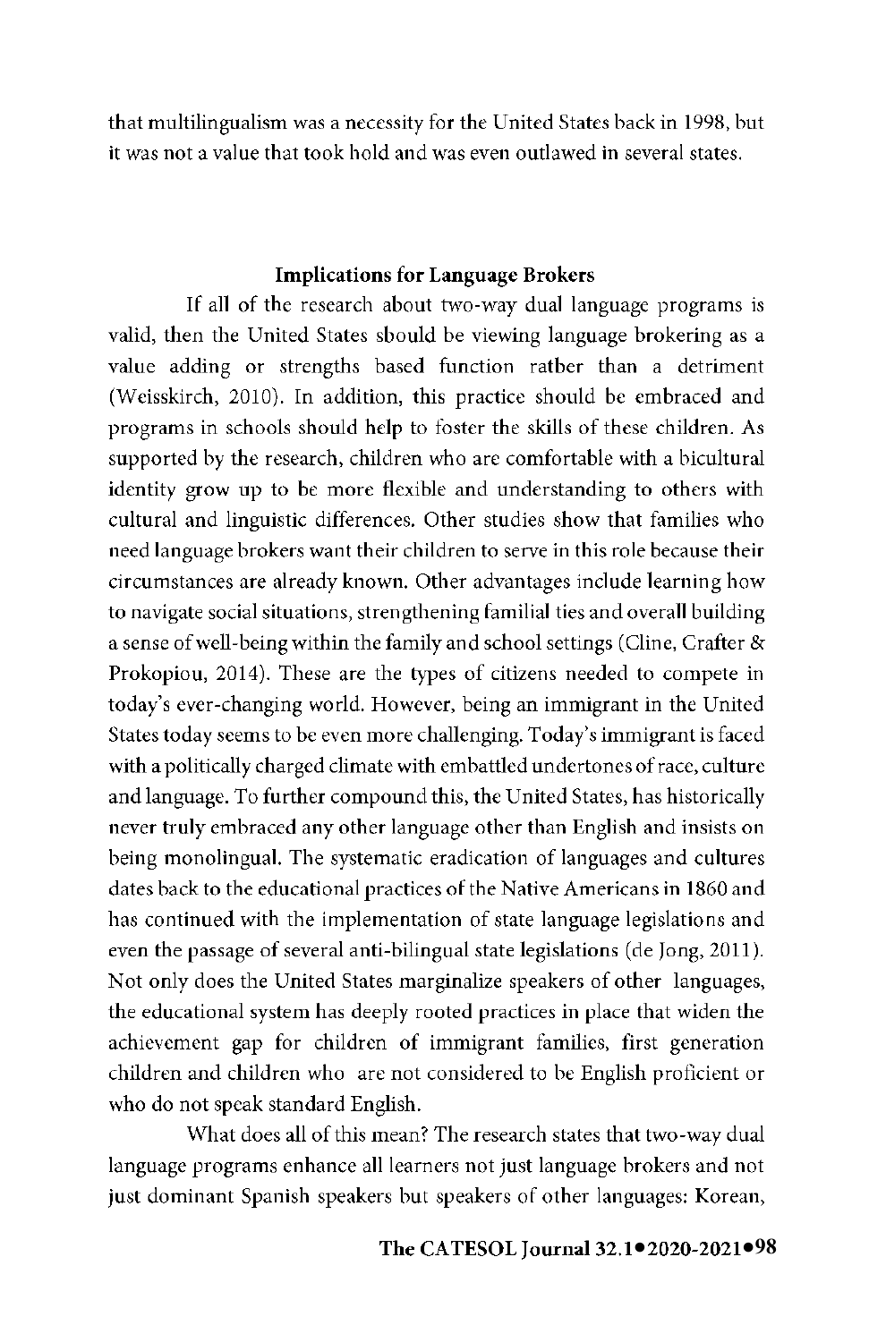that multilingualism was a necessity for the United States back in 1998, but it was not a value that took hold and was even outlawed in several states.

## Implications for Language Brokers

If all of the research about two-way dual language programs is valid, then the United States should be viewing language brokering as a value adding or strengths based function rather than a detriment (Weisskirch, 2010). In addition, this practice should be embraced and programs in schools should help to foster the skills of these children. As supported by the research, children who are comfortable with a bicultural identity grow up to be more flexible and understanding to others with cultural and linguistic differences. Other studies show that families who need language brokers want their children to serve in this role because their circumstances are already known. Other advantages include learning how to navigate social situations, strengthening familial ties and overall building a sense of well-being within the family and school settings (Cline, Crafter & Prokopiou, 2014). These are the types of citizens needed to compete in today's ever-changing world. However, being an immigrant in the United States today seems to be even more challenging. Today's immigrant is faced with a politically charged climate with embattled undertones of race, culture and language. To further compound this, the United States, has historically never truly embraced any other language other than English and insists on being monolingual. The systematic eradication of languages and cultures dates back to the educational practices of the Native Americans in 1860 and has continued with the implementation of state language legislations and even the passage of several anti-bilingual state legislations (de Jong, 2011). Not only does the United States marginalize speakers of other languages, the educational system has deeply rooted practices in place that widen the achievement gap for children of immigrant families, first generation children and children who are not considered to be English proficient or who do not speak standard English.

What does all of this mean? The research states that two-way dual language programs enhance all learners not just language brokers and not just dominant Spanish speakers but speakers of other languages: Korean,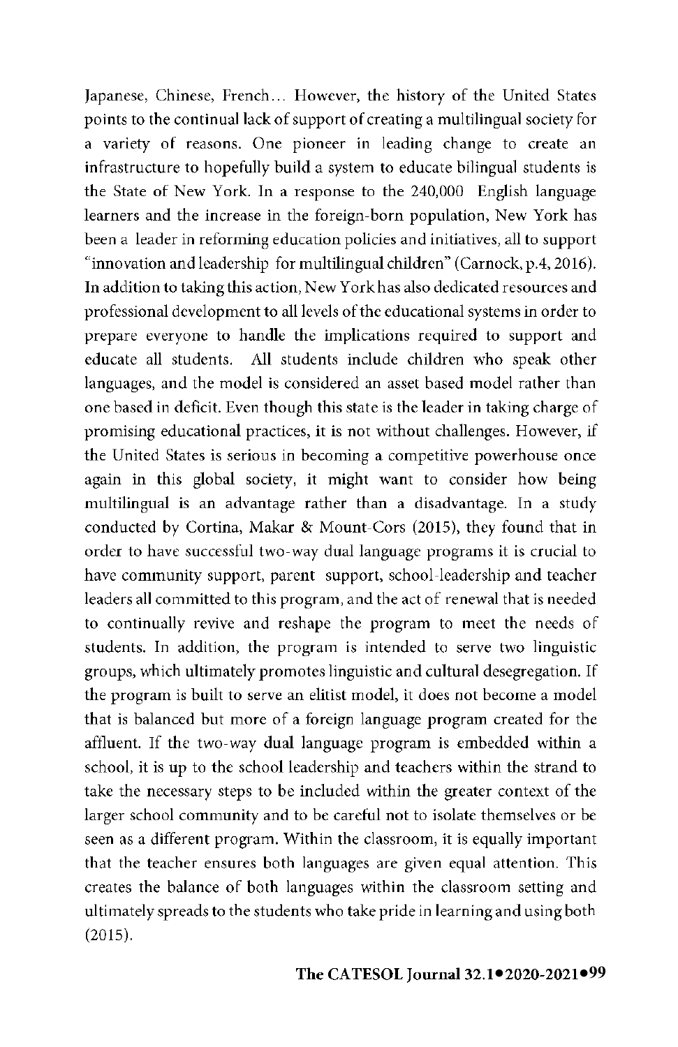Japanese, Chinese, French… However, the history of the United States points to the continual lack of support of creating a multilingual society for a variety of reasons. One pioneer in leading change to create an infrastructure to hopefully build a system to educate bilingual students is the State of New York. In a response to the 240,000 English language learners and the increase in the foreign-born population, New York has been a leader in reforming education policies and initiatives, all to support "innovation and leadership for multilingual children" (Carnock, p.4, 2016). In addition to taking this action, New York has also dedicated resources and professional development to all levels of the educational systems in order to prepare everyone to handle the implications required to support and educate all students. All students include children who speak other languages, and the model is considered an asset based model rather than one based in deficit. Even though this state is the leader in taking charge of promising educational practices, it is not without challenges. However, if the United States is serious in becoming a competitive powerhouse once again in this global society, it might want to consider how being multilingual is an advantage rather than a disadvantage. In a study conducted by Cortina, Makar & Mount-Cors (2015), they found that in order to have successful two-way dual language programs it is crucial to have community support, parent support, school-leadership and teacher leaders all committed to this program, and the act of renewal that is needed to continually revive and reshape the program to meet the needs of students. In addition, the program is intended to serve two linguistic groups, which ultimately promotes linguistic and cultural desegregation. If the program is built to serve an elitist model, it does not become a model that is balanced but more of a foreign language program created for the affluent. If the two-way dual language program is embedded within a school, it is up to the school leadership and teachers within the strand to take the necessary steps to be included within the greater context of the larger school community and to be careful not to isolate themselves or be seen as a different program. Within the classroom, it is equally important that the teacher ensures both languages are given equal attention. This creates the balance of both languages within the classroom setting and ultimately spreads to the students who take pride in learning and using both (2015).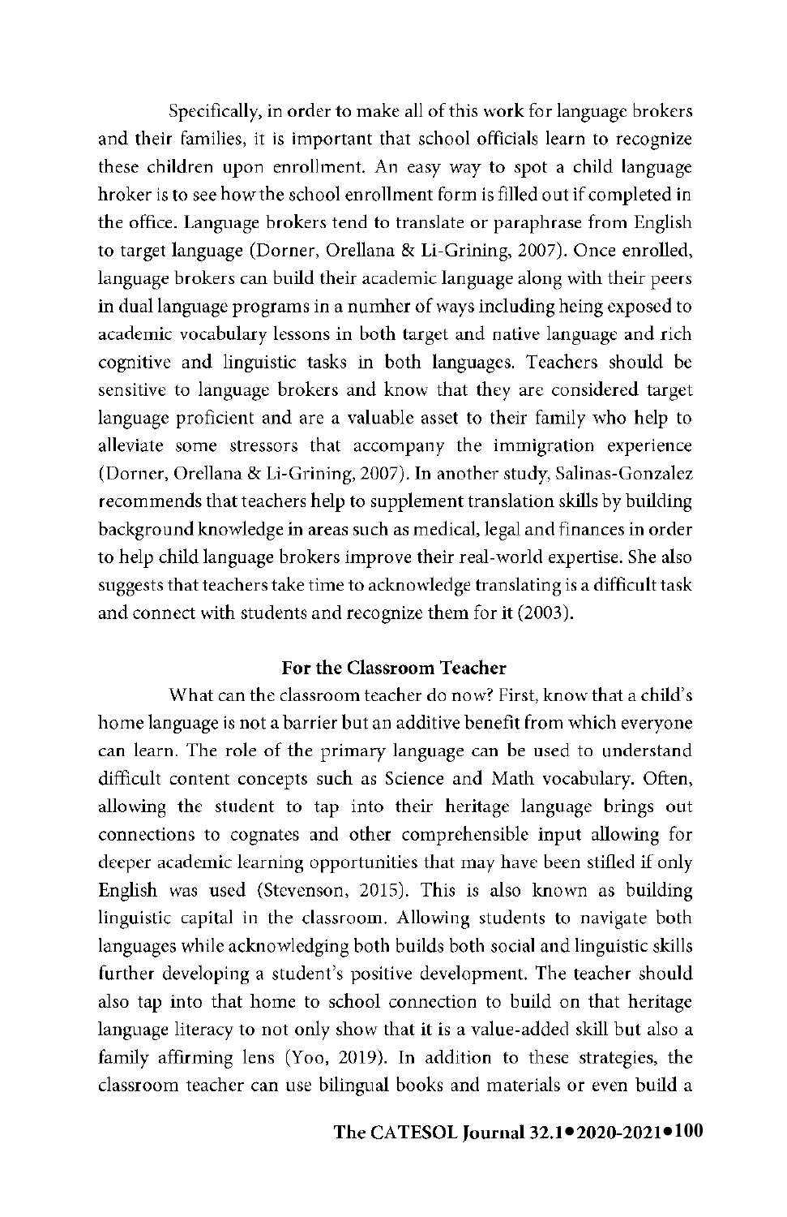Specifically, in order to make all of this work for language brokers and their families, it is important that school officials learn to recognize these children upon enrollment. An easy way to spot a child language hroker is to see how the school enrollment form is filled out if completed in the office. Language brokers tend to translate or paraphrase from English to target language (Dorner, Orellana & Li-Grining, 2007). Once enrolled, language brokers can build their academic language along with their peers in dual language programs in a numher of ways including heing exposed to academic vocabulary lessons in both target and native language and rich cognitive and linguistic tasks in both languages. Teachers should be sensitive to language brokers and know that they are considered target language proficient and are a valuable asset to their family who help to alleviate some stressors that accompany the immigration experience (Dorner, Orellana & Li-Grining, 2007). In another study, Salinas-Gonzalez recommends that teachers help to supplement translation skills by building background knowledge in areas such as medical, legal and finances in order to help child language brokers improve their real-world expertise. She also suggests that teachers take time to acknowledge translating is a difficult task and connect with students and recognize them for it (2003).

### For the Classroom Teacher

What can the classroom teacher do now? First, know that a child's home language is not a barrier but an additive benefit from which everyone can learn. The role of the primary language can be used to understand difficult content concepts such as Science and Math vocabulary. Often, allowing the student to tap into their heritage language brings out connections to cognates and other comprehensible input allowing for deeper academic learning opportunities that may have been stifled if only English was used (Stevenson, 2015). This is also known as building linguistic capital in the classroom. Allowing students to navigate both languages while acknowledging both builds both social and linguistic skills further developing a student's positive development. The teacher should also tap into that home to school connection to build on that heritage language literacy to not only show that it is a value-added skill but also a family affirming lens (Yoo, 2019). In addition to these strategies, the classroom teacher can use bilingual books and materials or even build a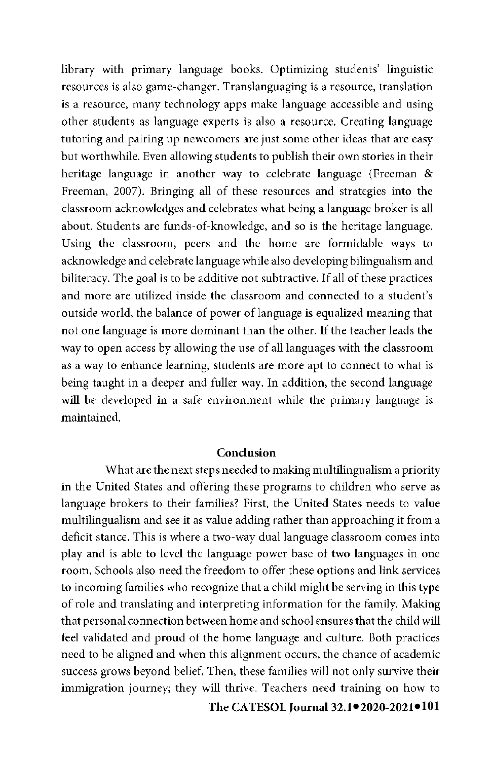library with primary language books. Optimizing students' linguistic resources is also game-changer. Translanguaging is a resource, translation is a resource, many technology apps make language accessible and using other students as language experts is also a resource. Creating language tutoring and pairing up newcomers are just some other ideas that are easy but worthwhile. Even allowing students to publish their own stories in their heritage language in another way to celebrate language (Freeman & Freeman, 2007). Bringing all of these resources and strategies into the classroom acknowledges and celebrates what being a language broker is all about. Students are funds-of-knowledge, and so is the heritage language. Using the classroom, peers and the home are formidable ways to acknowledge and celebrate language while also developing bilingualism and biliteracy. The goal is to be additive not subtractive. If all of these practices and more are utilized inside the classroom and connected to a student's outside world, the balance of power of language is equalized meaning that not one language is more dominant than the other. If the teacher leads the way to open access by allowing the use of all languages with the classroom as a way to enhance learning, students are more apt to connect to what is being taught in a deeper and fuller way. In addition, the second language will be developed in a safe environment while the primary language is maintained.

## Conclusion

What are the next steps needed to making multilingualism a priority in the United States and offering these programs to children who serve as language brokers to their families? First, the United States needs to value multilingualism and see it as value adding rather than approaching it from a deficit stance. This is where a two-way dual language classroom comes into play and is able to level the language power base of two languages in one room. Schools also need the freedom to offer these options and link services to incoming families who recognize that a child might be serving in this type of role and translating and interpreting information for the family. Making that personal connection between home and school ensures that the child will feel validated and proud of the home language and culture. Both practices need to be aligned and when this alignment occurs, the chance of academic success grows beyond belief. Then, these families will not only survive their immigration journey; they will thrive. Teachers need training on how to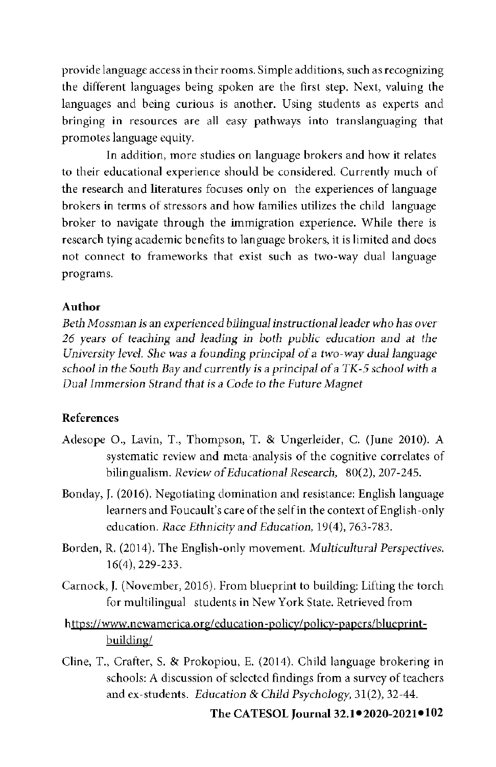provide language access in their rooms. Simple additions, such as recognizing the different languages being spoken are the first step. Next, valuing the languages and being curious is another. Using students as experts and bringing in resources are all easy pathways into translanguaging that promotes language equity.

In addition, more studies on language brokers and how it relates to their educational experience should be considered. Currently much of the research and literatures focuses only on the experiences of language brokers in terms of stressors and how families utilizes the child language broker to navigate through the immigration experience. While there is research tying academic benefits to language brokers, it is limited and does not connect to frameworks that exist such as two-way dual language programs.

## Author

*Beth Mossman is an experienced bilingual instructional leader who has over 26 years of teaching and leading in both public education and at the University level. She was a founding principal of a two-way dual language school in the South Bay and currently is a principal of a TK-5 school with a Dual Immersion Strand that is a Code to the Future Magnet*

## References

Adesope O., Lavin, T., Thompson, T. & Ungerleider, C. (June 2010). A systematic review and meta-analysis of the cognitive correlates of bilingualism. *Review of Educational Research,* 80(2), 207-245.

Bonday, J. (2016). Negotiating domination and resistance: English language learners and Foucault's care of the self in the context of English-only education. *Race Ethnicity and Education,* 19(4), 763-783.

Borden, R. (2014). The English-only movement. *Multicultural Perspectives.* 16(4), 229-233.

Carnock, J. (November, 2016). From blueprint to building: Lifting the torch for multilingual students in New York State. Retrieved from https://www.newamerica.org/education-policy/policy-papers/blueprint-building/

Cline, T., Crafter, S. & Prokopiou, E. (2014). Child language brokering in schools: A discussion of selected findings from a survey of teachers and ex-students. *Education & Child Psychology,* 31(2), 32-44.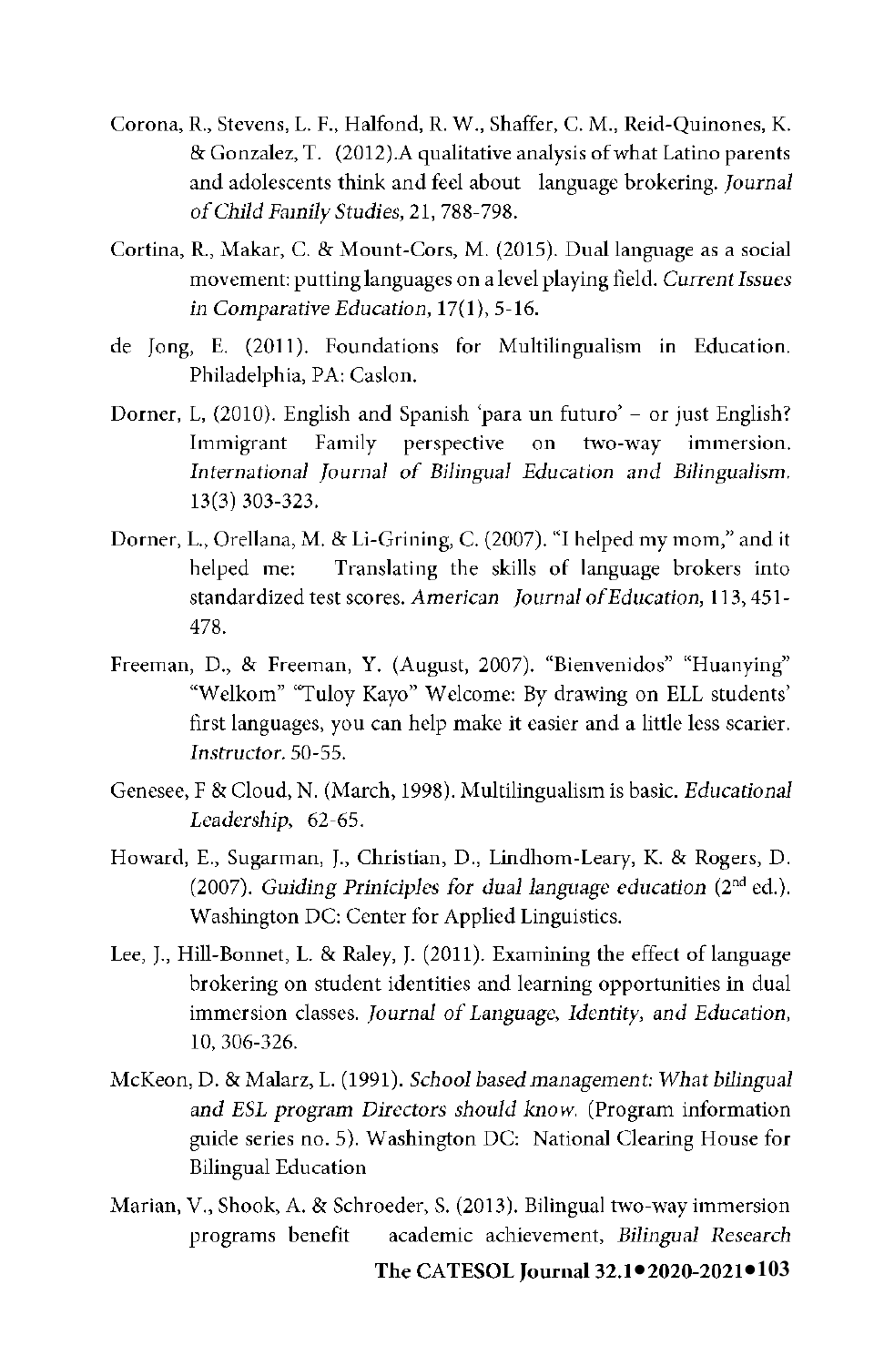Corona, R., Stevens, L. F., Halfond, R. W., Shaffer, C. M., Reid-Quinones, K. & Gonzalez, T. (2012).A qualitative analysis of what Latino parents and adolescents think and feel about language brokering. *Journal of Child Family Studies*, 21, 788-798.

Cortina, R., Makar, C. & Mount-Cors, M. (2015). Dual language as a social movement: putting languages on a level playing field. *Current Issues in Comparative Education*, 17(1), 5-16.

de Jong, E. (2011). Foundations for Multilingualism in Education. Philadelphia, PA: Caslon.

Dorner, L, (2010). English and Spanish 'para un futuro' – or just English? Immigrant Family perspective on two-way immersion. *International Journal of Bilingual Education and Bilingualism*. 13(3) 303-323.

Dorner, L., Orellana, M. & Li-Grining, C. (2007). "I helped my mom," and it helped me: Translating the skills of language brokers into standardized test scores. *American Journal of Education*, 113, 451-478.

Freeman, D., & Freeman, Y. (August, 2007). "Bienvenidos" "Huanying" "Welkom" "Tuloy Kayo" Welcome: By drawing on ELL students' first languages, you can help make it easier and a little less scarier. *Instructor*. 50-55.

Genesee, F & Cloud, N. (March, 1998). Multilingualism is basic. *Educational Leadership*, 62-65.

Howard, E., Sugarman, J., Christian, D., Lindhom-Leary, K. & Rogers, D. (2007). *Guiding Priniciples for dual language education* (2nd ed.). Washington DC: Center for Applied Linguistics.

Lee, J., Hill-Bonnet, L. & Raley, J. (2011). Examining the effect of language brokering on student identities and learning opportunities in dual immersion classes. *Journal of Language, Identity, and Education*, 10, 306-326.

McKeon, D. & Malarz, L. (1991). *School based management: What bilingual and ESL program Directors should know*. (Program information guide series no. 5). Washington DC: National Clearing House for Bilingual Education

Marian, V., Shook, A. & Schroeder, S. (2013). Bilingual two-way immersion programs benefit academic achievement, *Bilingual Research*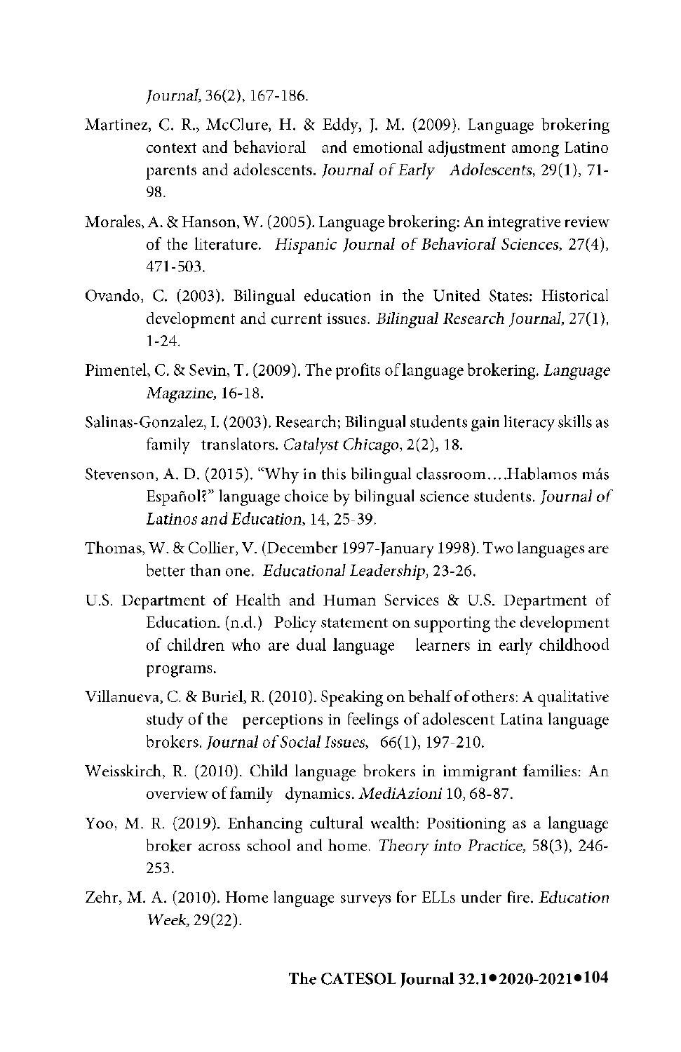*Journal,* 36(2), 167-186.

Martinez, C. R., McClure, H. & Eddy, J. M. (2009). Language brokering context and behavioral and emotional adjustment among Latino parents and adolescents. *Journal of Early Adolescents,* 29(1), 71-98.

Morales, A. & Hanson, W. (2005). Language brokering: An integrative review of the literature. *Hispanic Journal of Behavioral Sciences,* 27(4), 471-503.

Ovando, C. (2003). Bilingual education in the United States: Historical development and current issues. *Bilingual Research Journal,* 27(1), 1-24.

Pimentel, C. & Sevin, T. (2009). The profits of language brokering. *Language Magazine,* 16-18.

Salinas-Gonzalez, I. (2003). Research; Bilingual students gain literacy skills as family translators. *Catalyst Chicago,* 2(2), 18.

Stevenson, A. D. (2015). "Why in this bilingual classroom....Hablamos más Español?" language choice by bilingual science students. *Journal of Latinos and Education,* 14, 25-39.

Thomas, W. & Collier, V. (December 1997-January 1998). Two languages are better than one. *Educational Leadership,* 23-26.

U.S. Department of Health and Human Services & U.S. Department of Education. (n.d.) Policy statement on supporting the development of children who are dual language learners in early childhood programs.

Villanueva, C. & Buriel, R. (2010). Speaking on behalf of others: A qualitative study of the perceptions in feelings of adolescent Latina language brokers. *Journal of Social Issues,* 66(1), 197-210.

Weisskirch, R. (2010). Child language brokers in immigrant families: An overview of family dynamics. *MediAzioni* 10, 68-87.

Yoo, M. R. (2019). Enhancing cultural wealth: Positioning as a language broker across school and home. *Theory into Practice,* 58(3), 246-253.

Zehr, M. A. (2010). Home language surveys for ELLs under fire. *Education Week,* 29(22).